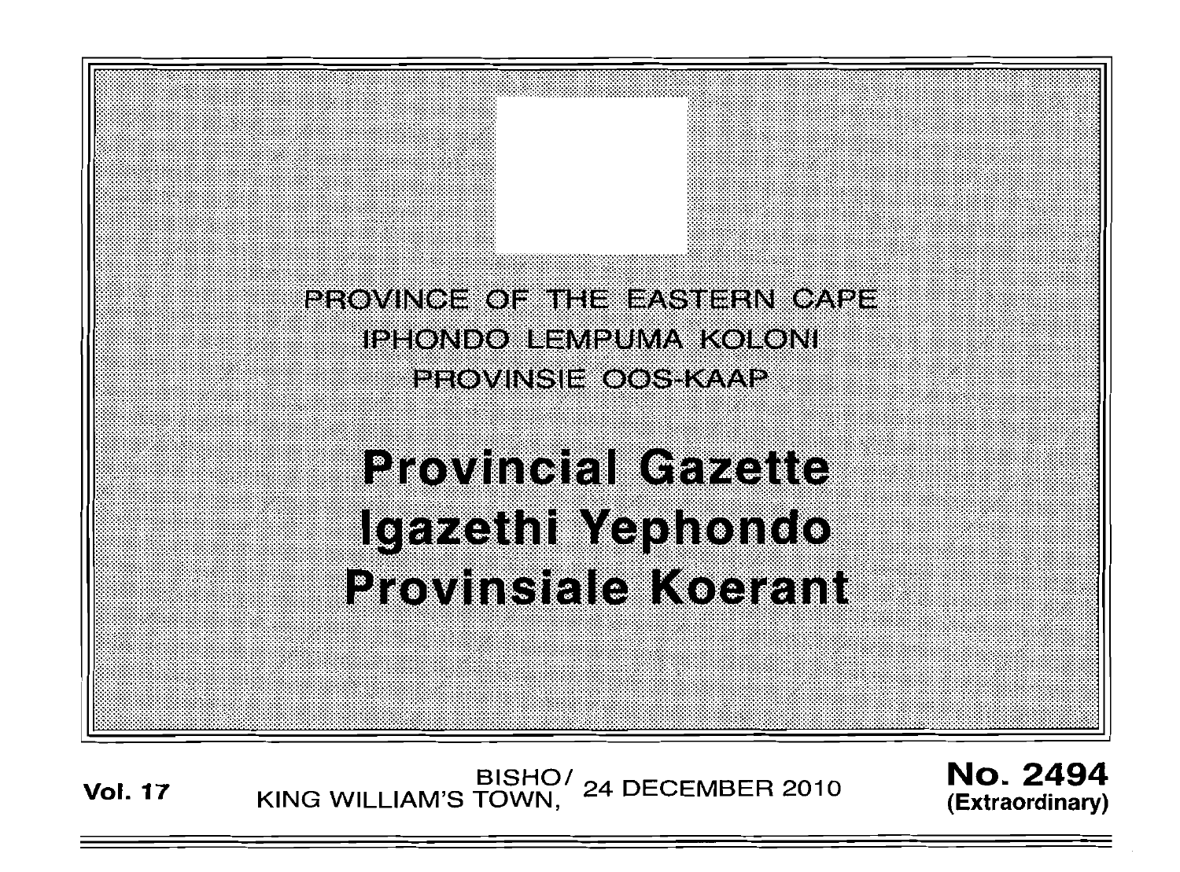PROVINCE OF THE EASTERN CAPE
IPHONDO LEMPUMA KOLONI
PROVINSIE OOS-KAAP

# Provincial Gazette
# Igazethi Yephondo
# Provinsiale Koerant

**Vol. 17** BISHO/ KING WILLIAM'S TOWN, 24 DECEMBER 2010 **No. 2494 (Extraordinary)**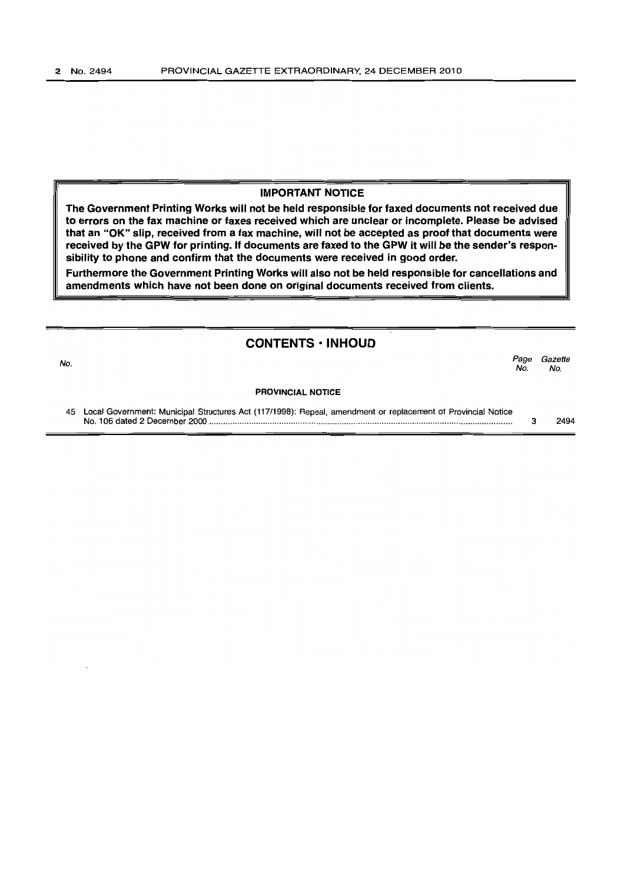**IMPORTANT NOTICE**

**The Government Printing Works will not be held responsible for faxed documents not received due to errors on the fax machine or faxes received which are unclear or incomplete. Please be advised that an "OK" slip, received from a fax machine, will not be accepted as proof that documents were received by the GPW for printing. If documents are faxed to the GPW it will be the sender's responsibility to phone and confirm that the documents were received in good order.**

**Furthermore the Government Printing Works will also not be held responsible for cancellations and amendments which have not been done on original documents received from clients.**

## CONTENTS · INHOUD

| *No.* | | *Page No.* | *Gazette No.* |
|---|---|---|---|
| | **PROVINCIAL NOTICE** | | |
| 45 | Local Government: Municipal Structures Act (117/1998): Repeal, amendment or replacement of Provincial Notice No. 106 dated 2 December 2000 | 3 | 2494 |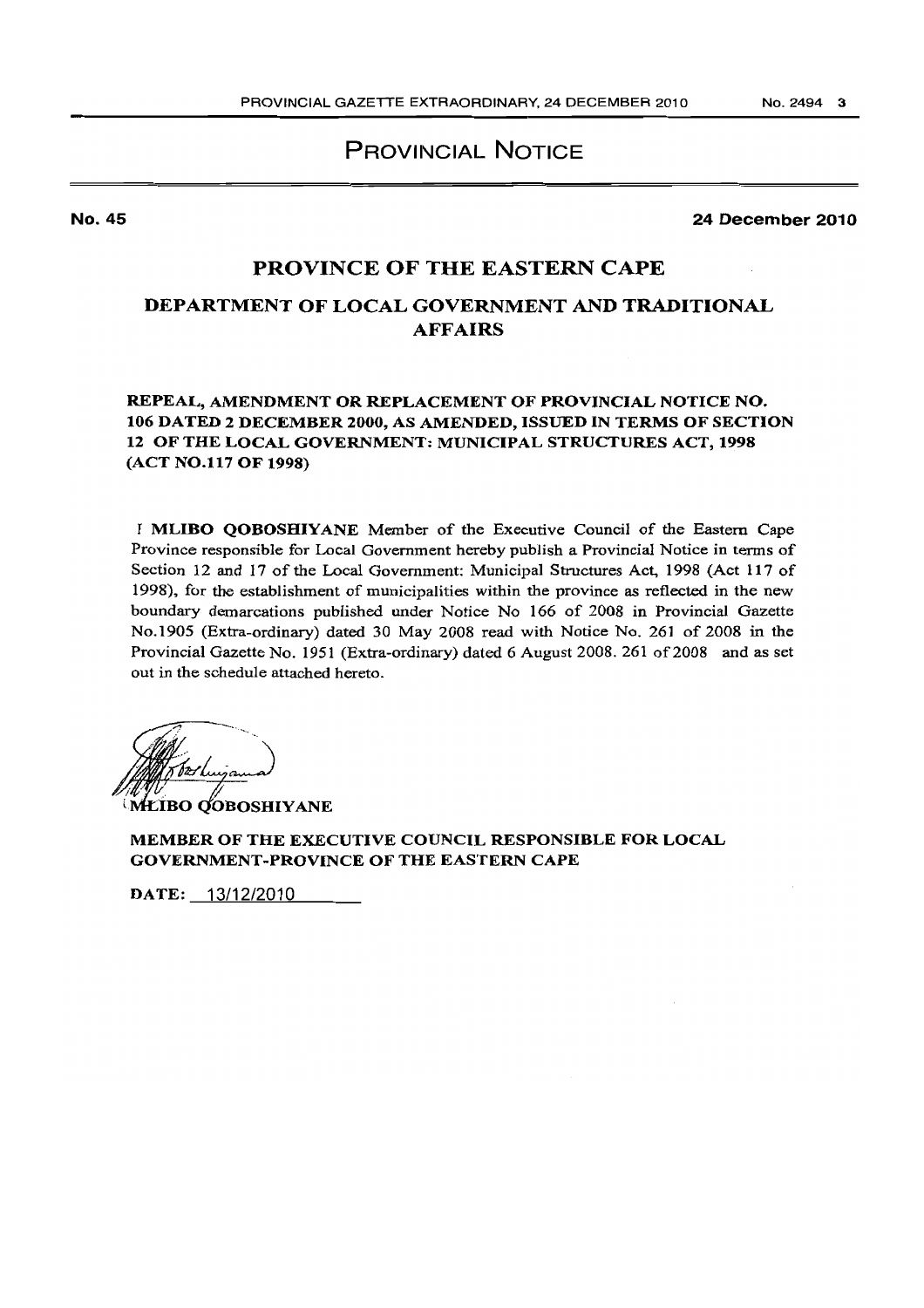# PROVINCIAL NOTICE

**No. 45** **24 December 2010**

## PROVINCE OF THE EASTERN CAPE

### DEPARTMENT OF LOCAL GOVERNMENT AND TRADITIONAL AFFAIRS

**REPEAL, AMENDMENT OR REPLACEMENT OF PROVINCIAL NOTICE NO. 106 DATED 2 DECEMBER 2000, AS AMENDED, ISSUED IN TERMS OF SECTION 12 OF THE LOCAL GOVERNMENT: MUNICIPAL STRUCTURES ACT, 1998 (ACT NO.117 OF 1998)**

I **MLIBO QOBOSHIYANE** Member of the Executive Council of the Eastern Cape Province responsible for Local Government hereby publish a Provincial Notice in terms of Section 12 and 17 of the Local Government: Municipal Structures Act, 1998 (Act 117 of 1998), for the establishment of municipalities within the province as reflected in the new boundary demarcations published under Notice No 166 of 2008 in Provincial Gazette No.1905 (Extra-ordinary) dated 30 May 2008 read with Notice No. 261 of 2008 in the Provincial Gazette No. 1951 (Extra-ordinary) dated 6 August 2008. 261 of 2008 and as set out in the schedule attached hereto.

**MLIBO QOBOSHIYANE**

**MEMBER OF THE EXECUTIVE COUNCIL RESPONSIBLE FOR LOCAL GOVERNMENT-PROVINCE OF THE EASTERN CAPE**

**DATE:** 13/12/2010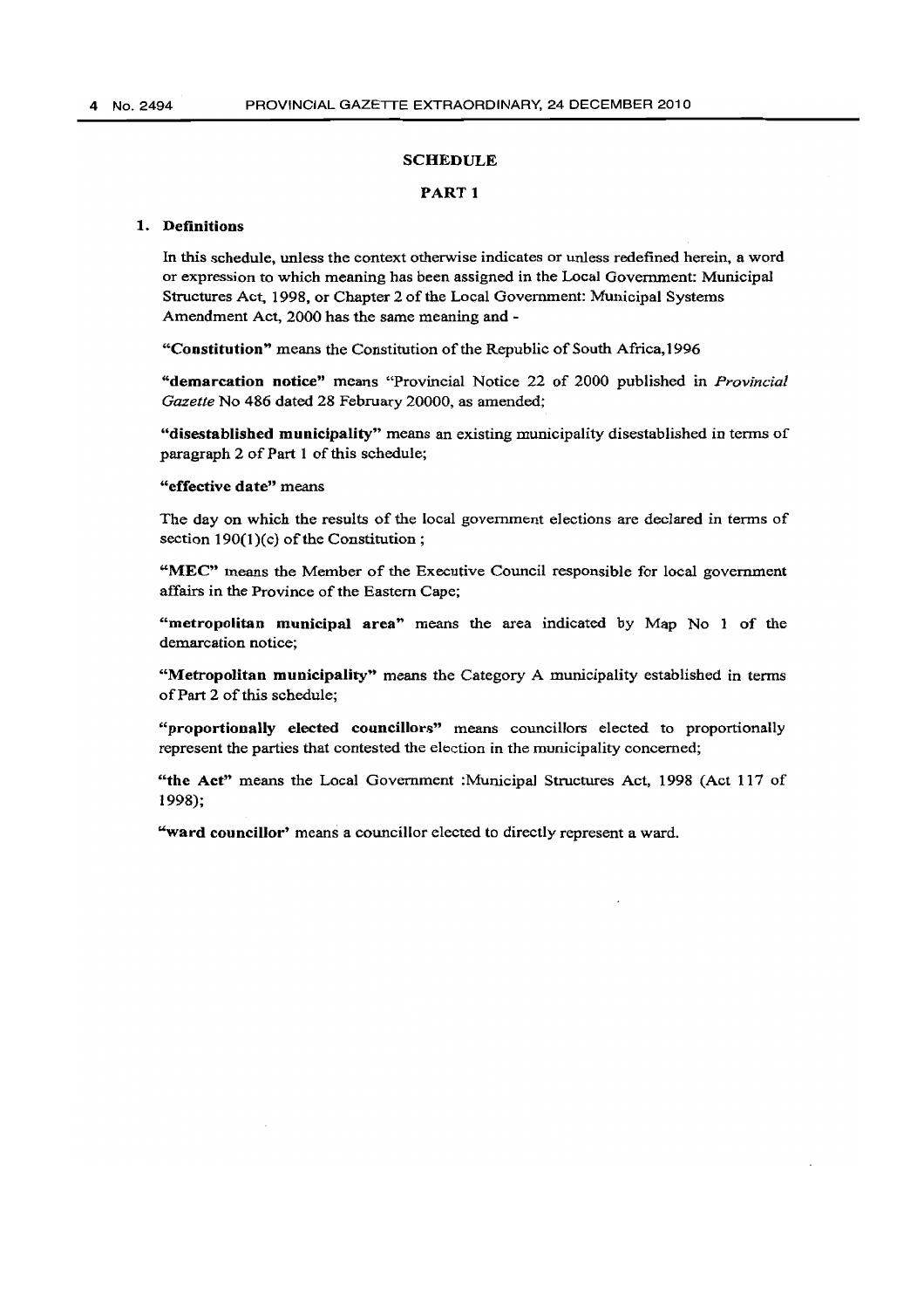## SCHEDULE

### PART 1

### 1. Definitions

In this schedule, unless the context otherwise indicates or unless redefined herein, a word or expression to which meaning has been assigned in the Local Government: Municipal Structures Act, 1998, or Chapter 2 of the Local Government: Municipal Systems Amendment Act, 2000 has the same meaning and -

**"Constitution"** means the Constitution of the Republic of South Africa,1996

**"demarcation notice"** means "Provincial Notice 22 of 2000 published in *Provincial Gazette* No 486 dated 28 February 20000, as amended;

**"disestablished municipality"** means an existing municipality disestablished in terms of paragraph 2 of Part 1 of this schedule;

**"effective date"** means

The day on which the results of the local government elections are declared in terms of section 190(1)(c) of the Constitution ;

**"MEC"** means the Member of the Executive Council responsible for local government affairs in the Province of the Eastern Cape;

**"metropolitan municipal area"** means the area indicated by Map No 1 of the demarcation notice;

**"Metropolitan municipality"** means the Category A municipality established in terms of Part 2 of this schedule;

**"proportionally elected councillors"** means councillors elected to proportionally represent the parties that contested the election in the municipality concerned;

**"the Act"** means the Local Government :Municipal Structures Act, 1998 (Act 117 of 1998);

**"ward councillor'** means a councillor elected to directly represent a ward.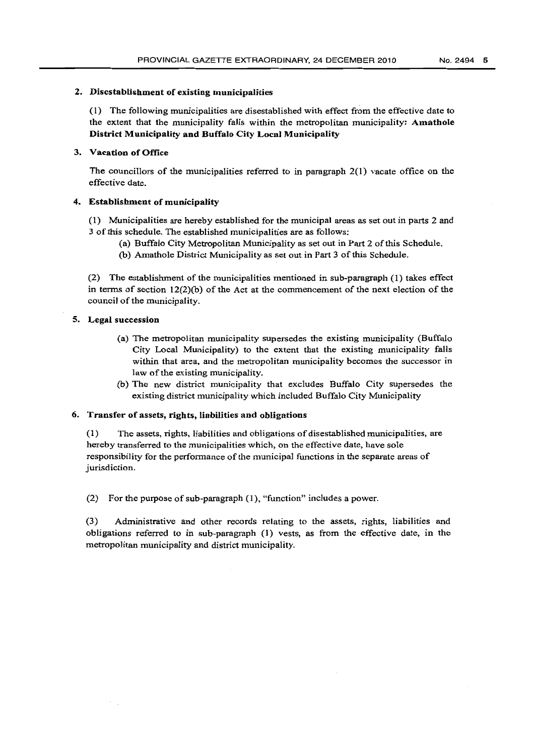## 2. Disestablishment of existing municipalities

(1) The following municipalities are disestablished with effect from the effective date to the extent that the municipality falls within the metropolitan municipality: **Amathole District Municipality and Buffalo City Local Municipality**

## 3. Vacation of Office

The councillors of the municipalities referred to in paragraph 2(1) vacate office on the effective date.

## 4. Establishment of municipality

(1) Municipalities are hereby established for the municipal areas as set out in parts 2 and 3 of this schedule. The established municipalities are as follows:

- (a) Buffalo City Metropolitan Municipality as set out in Part 2 of this Schedule.
- (b) Amathole District Municipality as set out in Part 3 of this Schedule.

(2) The establishment of the municipalities mentioned in sub-paragraph (1) takes effect in terms of section 12(2)(b) of the Act at the commencement of the next election of the council of the municipality.

## 5. Legal succession

- (a) The metropolitan municipality supersedes the existing municipality (Buffalo City Local Municipality) to the extent that the existing municipality falls within that area, and the metropolitan municipality becomes the successor in law of the existing municipality.
- (b) The new district municipality that excludes Buffalo City supersedes the existing district municipality which included Buffalo City Municipality

## 6. Transfer of assets, rights, liabilities and obligations

(1) The assets, rights, liabilities and obligations of disestablished municipalities, are hereby transferred to the municipalities which, on the effective date, have sole responsibility for the performance of the municipal functions in the separate areas of jurisdiction.

(2) For the purpose of sub-paragraph (1), "function" includes a power.

(3) Administrative and other records relating to the assets, rights, liabilities and obligations referred to in sub-paragraph (1) vests, as from the effective date, in the metropolitan municipality and district municipality.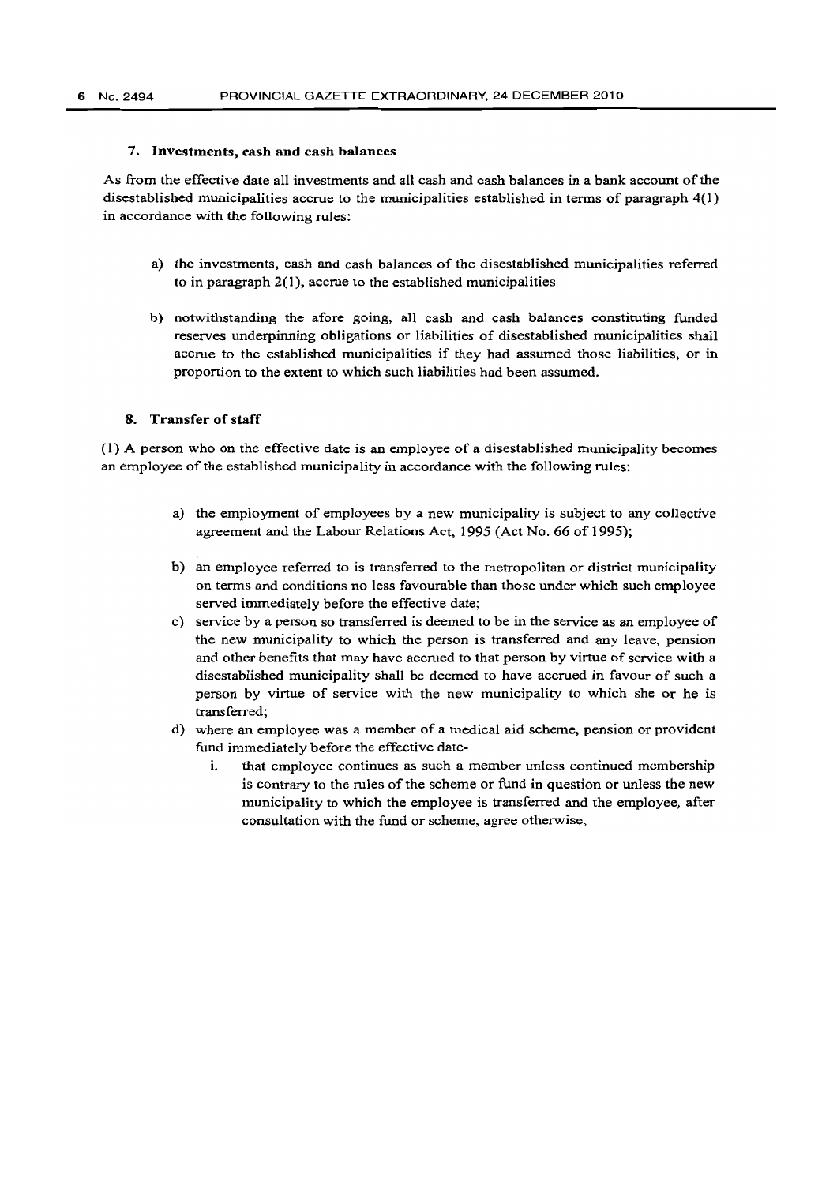### 7. Investments, cash and cash balances

As from the effective date all investments and all cash and cash balances in a bank account of the disestablished municipalities accrue to the municipalities established in terms of paragraph 4(1) in accordance with the following rules:

a) the investments, cash and cash balances of the disestablished municipalities referred to in paragraph 2(1), accrue to the established municipalities

b) notwithstanding the afore going, all cash and cash balances constituting funded reserves underpinning obligations or liabilities of disestablished municipalities shall accrue to the established municipalities if they had assumed those liabilities, or in proportion to the extent to which such liabilities had been assumed.

### 8. Transfer of staff

(1) A person who on the effective date is an employee of a disestablished municipality becomes an employee of the established municipality in accordance with the following rules:

a) the employment of employees by a new municipality is subject to any collective agreement and the Labour Relations Act, 1995 (Act No. 66 of 1995);

b) an employee referred to is transferred to the metropolitan or district municipality on terms and conditions no less favourable than those under which such employee served immediately before the effective date;

c) service by a person so transferred is deemed to be in the service as an employee of the new municipality to which the person is transferred and any leave, pension and other benefits that may have accrued to that person by virtue of service with a disestablished municipality shall be deemed to have accrued in favour of such a person by virtue of service with the new municipality to which she or he is transferred;

d) where an employee was a member of a medical aid scheme, pension or provident fund immediately before the effective date-

   i. that employee continues as such a member unless continued membership is contrary to the rules of the scheme or fund in question or unless the new municipality to which the employee is transferred and the employee, after consultation with the fund or scheme, agree otherwise,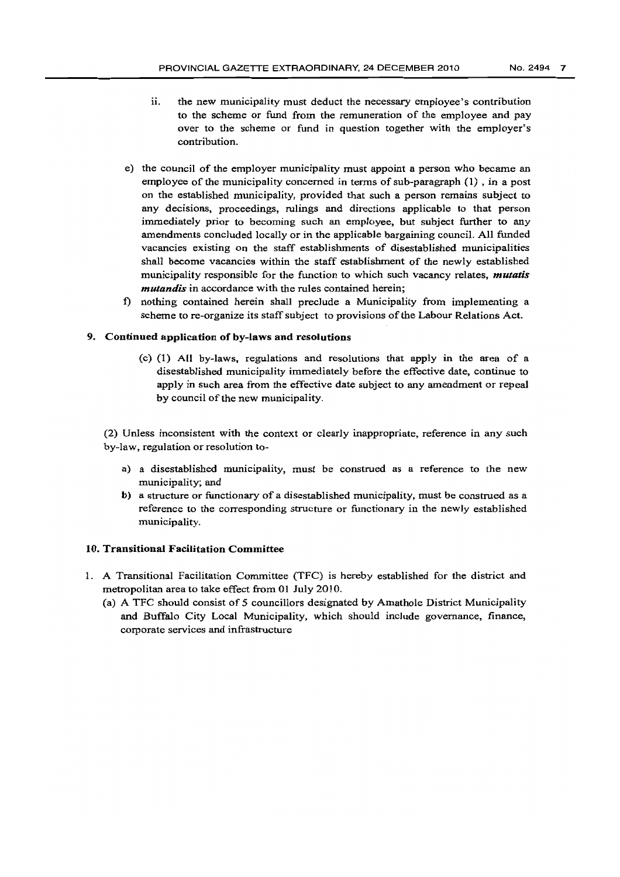ii. the new municipality must deduct the necessary employee's contribution to the scheme or fund from the remuneration of the employee and pay over to the scheme or fund in question together with the employer's contribution.

e) the council of the employer municipality must appoint a person who became an employee of the municipality concerned in terms of sub-paragraph (1) , in a post on the established municipality, provided that such a person remains subject to any decisions, proceedings, rulings and directions applicable to that person immediately prior to becoming such an employee, but subject further to any amendments concluded locally or in the applicable bargaining council. All funded vacancies existing on the staff establishments of disestablished municipalities shall become vacancies within the staff establishment of the newly established municipality responsible for the function to which such vacancy relates, ***mutatis mutandis*** in accordance with the rules contained herein;

f) nothing contained herein shall preclude a Municipality from implementing a scheme to re-organize its staff subject to provisions of the Labour Relations Act.

## 9. Continued application of by-laws and resolutions

(c) (1) All by-laws, regulations and resolutions that apply in the area of a disestablished municipality immediately before the effective date, continue to apply in such area from the effective date subject to any amendment or repeal by council of the new municipality.

(2) Unless inconsistent with the context or clearly inappropriate, reference in any such by-law, regulation or resolution to-

a) a disestablished municipality, must be construed as a reference to the new municipality; and

b) a structure or functionary of a disestablished municipality, must be construed as a reference to the corresponding structure or functionary in the newly established municipality.

## 10. Transitional Facilitation Committee

1. A Transitional Facilitation Committee (TFC) is hereby established for the district and metropolitan area to take effect from 01 July 2010.

   (a) A TFC should consist of 5 councillors designated by Amathole District Municipality and Buffalo City Local Municipality, which should include governance, finance, corporate services and infrastructure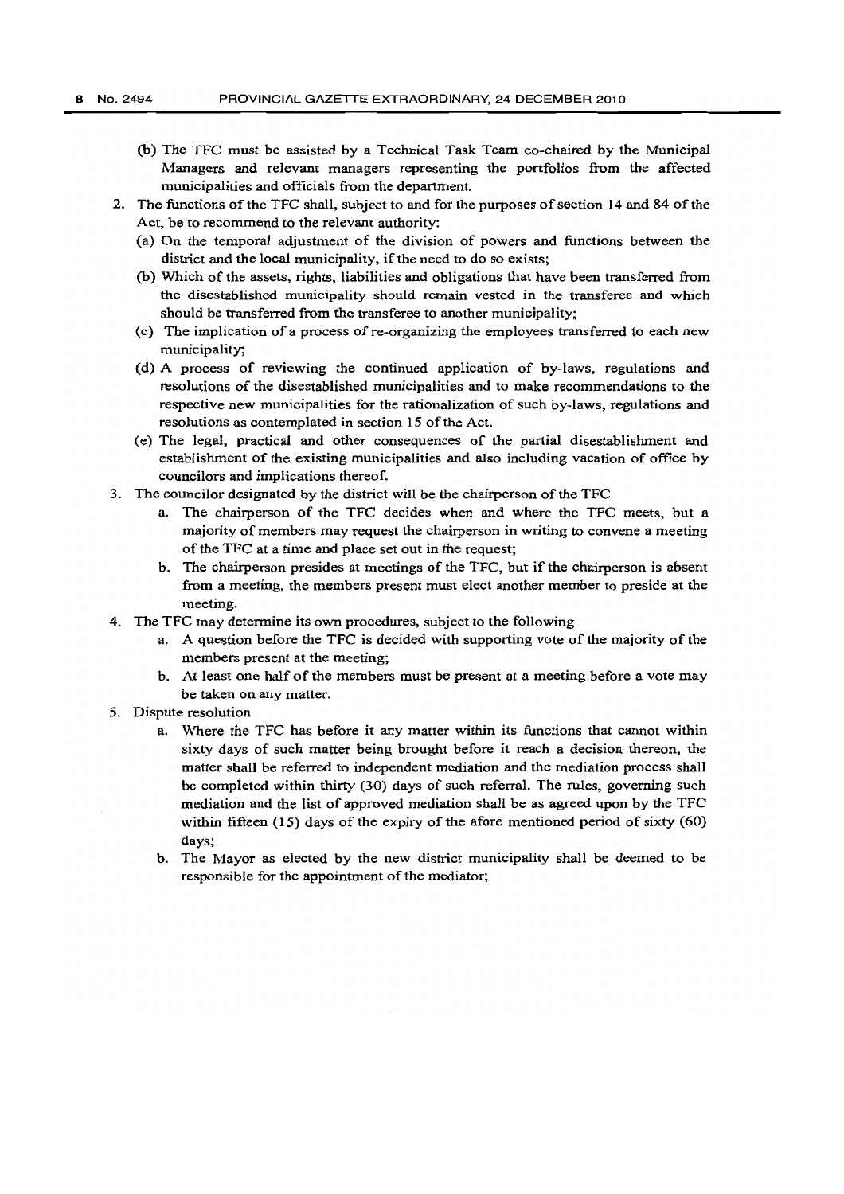(b) The TFC must be assisted by a Technical Task Team co-chaired by the Municipal Managers and relevant managers representing the portfolios from the affected municipalities and officials from the department.

2. The functions of the TFC shall, subject to and for the purposes of section 14 and 84 of the Act, be to recommend to the relevant authority:
   (a) On the temporal adjustment of the division of powers and functions between the district and the local municipality, if the need to do so exists;
   (b) Which of the assets, rights, liabilities and obligations that have been transferred from the disestablished municipality should remain vested in the transferee and which should be transferred from the transferee to another municipality;
   (c) The implication of a process of re-organizing the employees transferred to each new municipality;
   (d) A process of reviewing the continued application of by-laws, regulations and resolutions of the disestablished municipalities and to make recommendations to the respective new municipalities for the rationalization of such by-laws, regulations and resolutions as contemplated in section 15 of the Act.
   (e) The legal, practical and other consequences of the partial disestablishment and establishment of the existing municipalities and also including vacation of office by councilors and implications thereof.

3. The councilor designated by the district will be the chairperson of the TFC
   a. The chairperson of the TFC decides when and where the TFC meets, but a majority of members may request the chairperson in writing to convene a meeting of the TFC at a time and place set out in the request;
   b. The chairperson presides at meetings of the TFC, but if the chairperson is absent from a meeting, the members present must elect another member to preside at the meeting.

4. The TFC may determine its own procedures, subject to the following
   a. A question before the TFC is decided with supporting vote of the majority of the members present at the meeting;
   b. At least one half of the members must be present at a meeting before a vote may be taken on any matter.

5. Dispute resolution
   a. Where the TFC has before it any matter within its functions that cannot within sixty days of such matter being brought before it reach a decision thereon, the matter shall be referred to independent mediation and the mediation process shall be completed within thirty (30) days of such referral. The rules, governing such mediation and the list of approved mediation shall be as agreed upon by the TFC within fifteen (15) days of the expiry of the afore mentioned period of sixty (60) days;
   b. The Mayor as elected by the new district municipality shall be deemed to be responsible for the appointment of the mediator;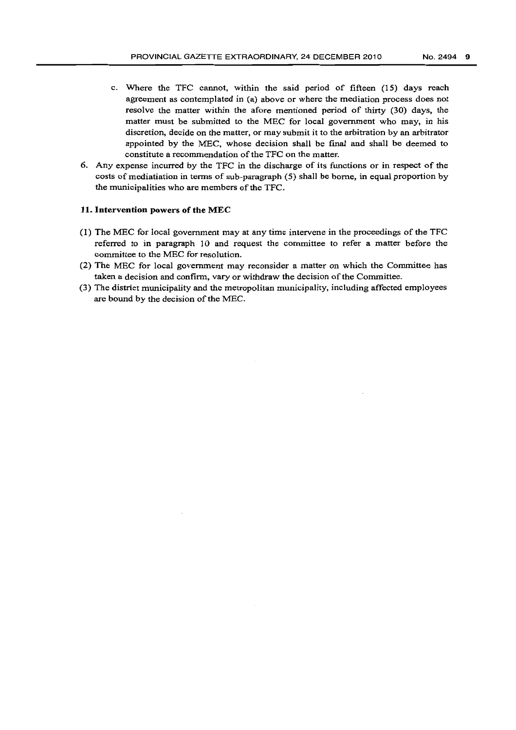c. Where the TFC cannot, within the said period of fifteen (15) days reach agreement as contemplated in (a) above or where the mediation process does not resolve the matter within the afore mentioned period of thirty (30) days, the matter must be submitted to the MEC for local government who may, in his discretion, decide on the matter, or may submit it to the arbitration by an arbitrator appointed by the MEC, whose decision shall be final and shall be deemed to constitute a recommendation of the TFC on the matter.

6. Any expense incurred by the TFC in the discharge of its functions or in respect of the costs of mediatiation in terms of sub-paragraph (5) shall be borne, in equal proportion by the municipalities who are members of the TFC.

**11. Intervention powers of the MEC**

(1) The MEC for local government may at any time intervene in the proceedings of the TFC referred to in paragraph 10 and request the committee to refer a matter before the committee to the MEC for resolution.

(2) The MEC for local government may reconsider a matter on which the Committee has taken a decision and confirm, vary or withdraw the decision of the Committee.

(3) The district municipality and the metropolitan municipality, including affected employees are bound by the decision of the MEC.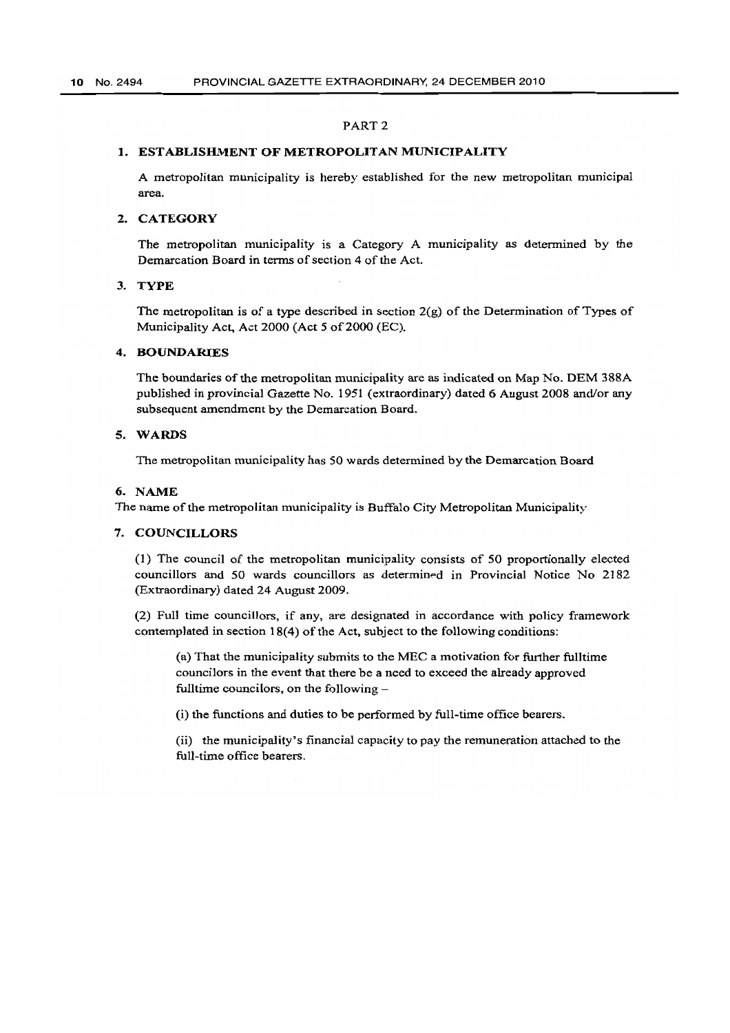## PART 2

### 1. ESTABLISHMENT OF METROPOLITAN MUNICIPALITY

A metropolitan municipality is hereby established for the new metropolitan municipal area.

### 2. CATEGORY

The metropolitan municipality is a Category A municipality as determined by the Demarcation Board in terms of section 4 of the Act.

### 3. TYPE

The metropolitan is of a type described in section 2(g) of the Determination of Types of Municipality Act, Act 2000 (Act 5 of 2000 (EC).

### 4. BOUNDARIES

The boundaries of the metropolitan municipality are as indicated on Map No. DEM 388A published in provincial Gazette No. 1951 (extraordinary) dated 6 August 2008 and/or any subsequent amendment by the Demarcation Board.

### 5. WARDS

The metropolitan municipality has 50 wards determined by the Demarcation Board

### 6. NAME

The name of the metropolitan municipality is Buffalo City Metropolitan Municipality

### 7. COUNCILLORS

(1) The council of the metropolitan municipality consists of 50 proportionally elected councillors and 50 wards councillors as determined in Provincial Notice No 2182 (Extraordinary) dated 24 August 2009.

(2) Full time councillors, if any, are designated in accordance with policy framework contemplated in section 18(4) of the Act, subject to the following conditions:

(a) That the municipality submits to the MEC a motivation for further fulltime councilors in the event that there be a need to exceed the already approved fulltime councilors, on the following –

(i) the functions and duties to be performed by full-time office bearers.

(ii) the municipality's financial capacity to pay the remuneration attached to the full-time office bearers.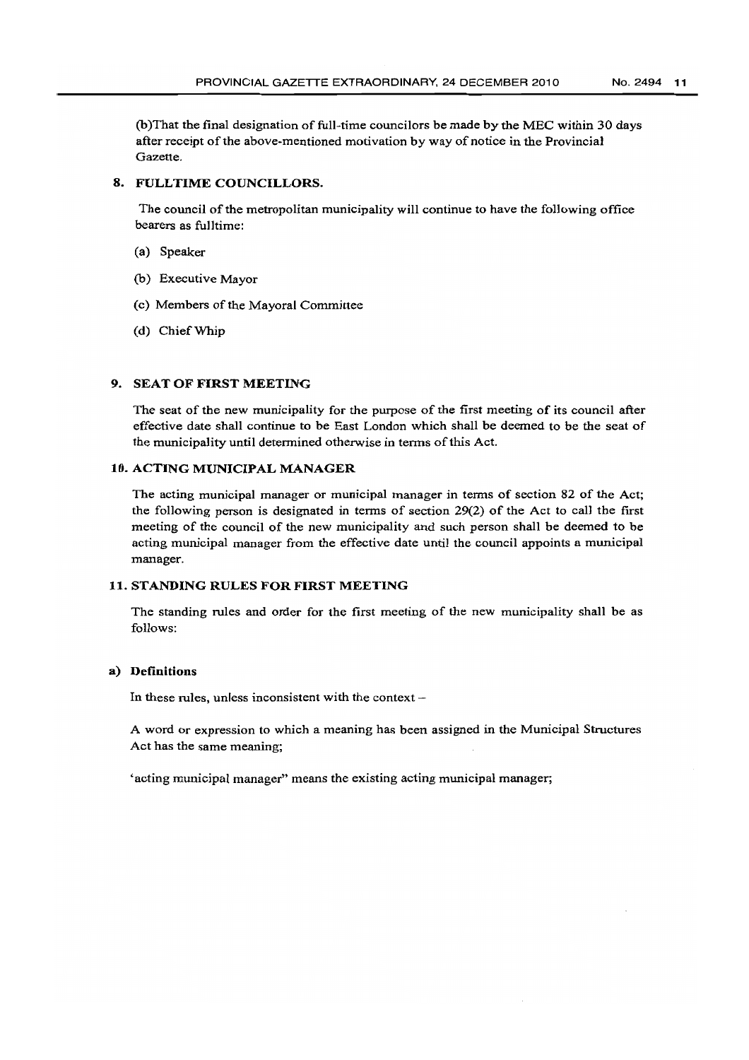(b)That the final designation of full-time councilors be made by the MEC within 30 days after receipt of the above-mentioned motivation by way of notice in the Provincial Gazette.

## 8. FULLTIME COUNCILLORS.

The council of the metropolitan municipality will continue to have the following office bearers as fulltime:

(a) Speaker

(b) Executive Mayor

(c) Members of the Mayoral Committee

(d) Chief Whip

## 9. SEAT OF FIRST MEETING

The seat of the new municipality for the purpose of the first meeting of its council after effective date shall continue to be East London which shall be deemed to be the seat of the municipality until determined otherwise in terms of this Act.

## 10. ACTING MUNICIPAL MANAGER

The acting municipal manager or municipal manager in terms of section 82 of the Act; the following person is designated in terms of section 29(2) of the Act to call the first meeting of the council of the new municipality and such person shall be deemed to be acting municipal manager from the effective date until the council appoints a municipal manager.

## 11. STANDING RULES FOR FIRST MEETING

The standing rules and order for the first meeting of the new municipality shall be as follows:

**a) Definitions**

In these rules, unless inconsistent with the context –

A word or expression to which a meaning has been assigned in the Municipal Structures Act has the same meaning;

'acting municipal manager" means the existing acting municipal manager;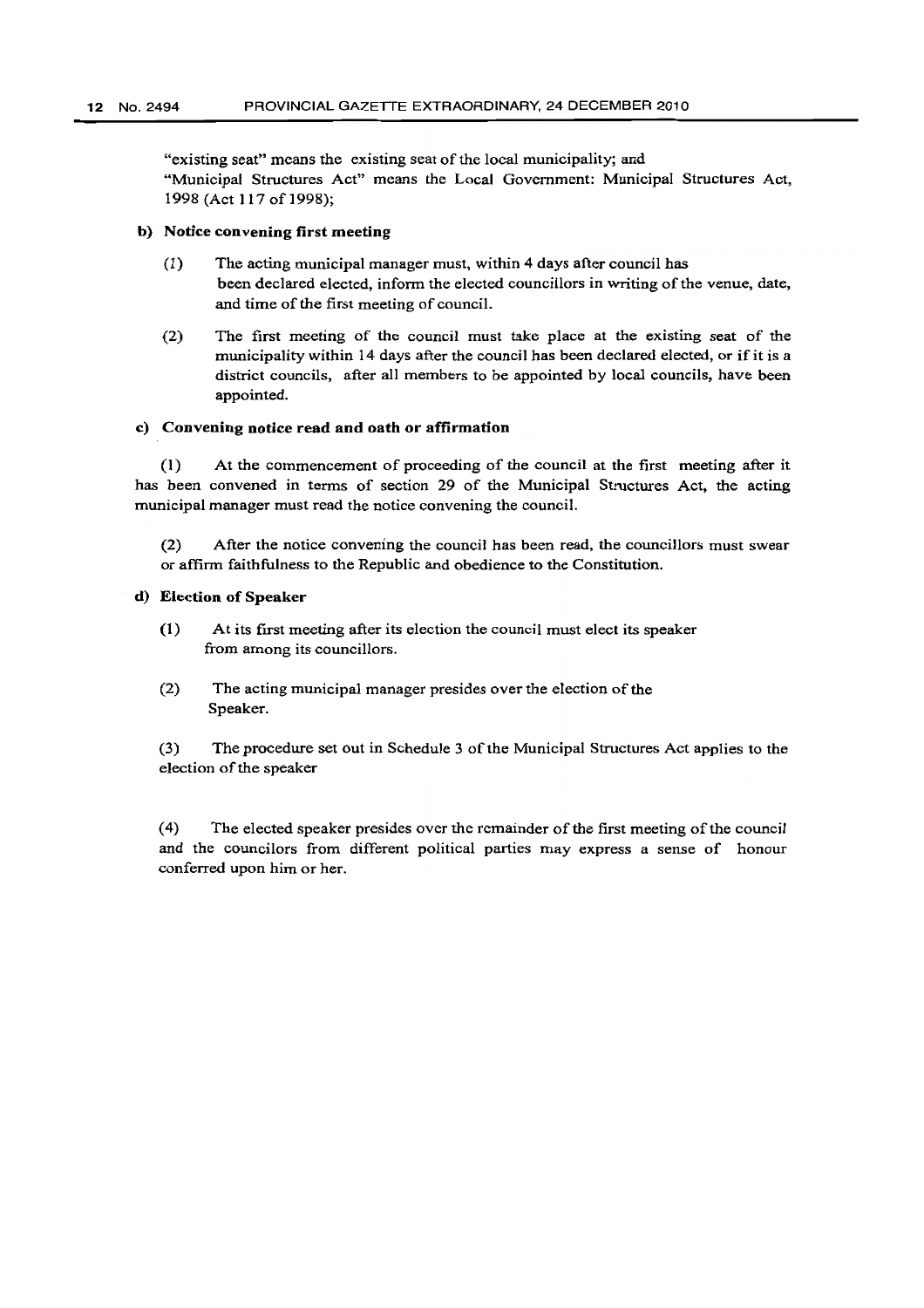"existing seat" means the existing seat of the local municipality; and
"Municipal Structures Act" means the Local Government: Municipal Structures Act, 1998 (Act 117 of 1998);

**b) Notice convening first meeting**

(1) The acting municipal manager must, within 4 days after council has been declared elected, inform the elected councillors in writing of the venue, date, and time of the first meeting of council.

(2) The first meeting of the council must take place at the existing seat of the municipality within 14 days after the council has been declared elected, or if it is a district councils, after all members to be appointed by local councils, have been appointed.

**c) Convening notice read and oath or affirmation**

(1) At the commencement of proceeding of the council at the first meeting after it has been convened in terms of section 29 of the Municipal Structures Act, the acting municipal manager must read the notice convening the council.

(2) After the notice convening the council has been read, the councillors must swear or affirm faithfulness to the Republic and obedience to the Constitution.

**d) Election of Speaker**

(1) At its first meeting after its election the council must elect its speaker from among its councillors.

(2) The acting municipal manager presides over the election of the Speaker.

(3) The procedure set out in Schedule 3 of the Municipal Structures Act applies to the election of the speaker

(4) The elected speaker presides over the remainder of the first meeting of the council and the councilors from different political parties may express a sense of honour conferred upon him or her.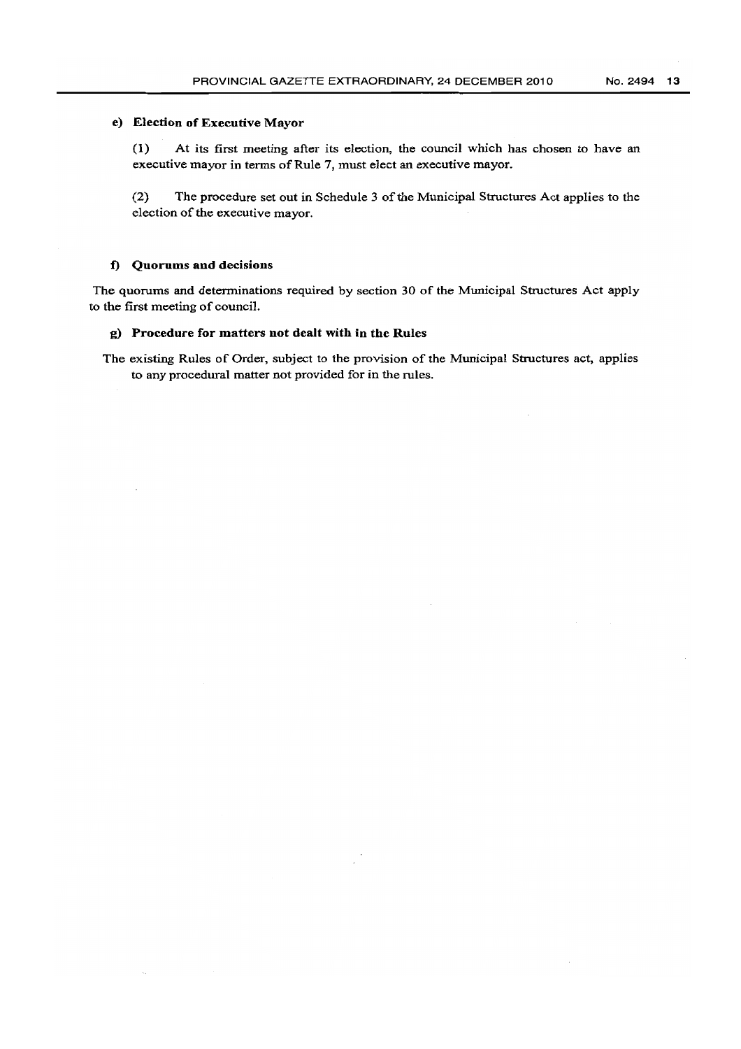#### e) Election of Executive Mayor

(1) At its first meeting after its election, the council which has chosen to have an executive mayor in terms of Rule 7, must elect an executive mayor.

(2) The procedure set out in Schedule 3 of the Municipal Structures Act applies to the election of the executive mayor.

#### f) Quorums and decisions

The quorums and determinations required by section 30 of the Municipal Structures Act apply to the first meeting of council.

#### g) Procedure for matters not dealt with in the Rules

The existing Rules of Order, subject to the provision of the Municipal Structures act, applies to any procedural matter not provided for in the rules.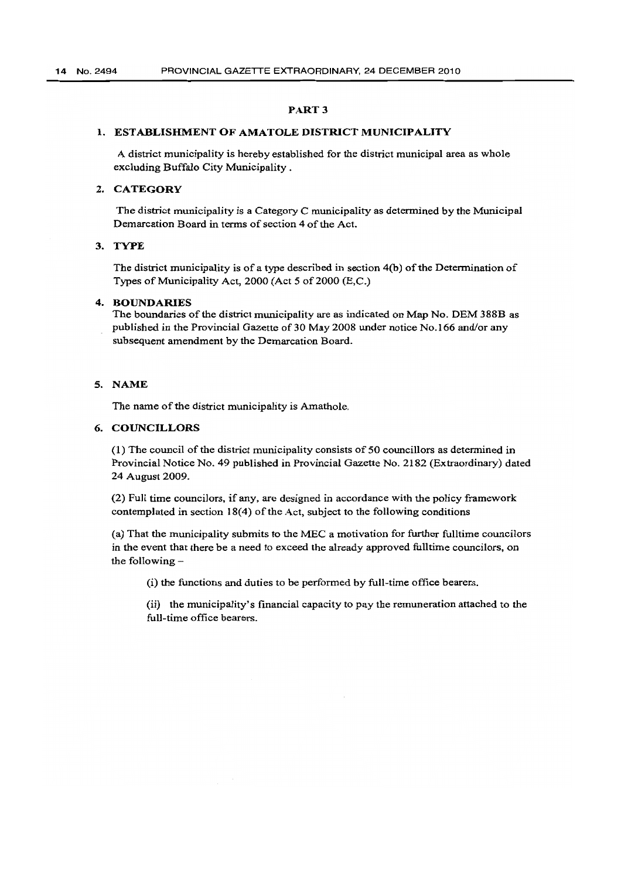## PART 3

### 1. ESTABLISHMENT OF AMATOLE DISTRICT MUNICIPALITY

A district municipality is hereby established for the district municipal area as whole excluding Buffalo City Municipality .

### 2. CATEGORY

The district municipality is a Category C municipality as determined by the Municipal Demarcation Board in terms of section 4 of the Act.

### 3. TYPE

The district municipality is of a type described in section 4(b) of the Determination of Types of Municipality Act, 2000 (Act 5 of 2000 (E,C.)

### 4. BOUNDARIES

The boundaries of the district municipality are as indicated on Map No. DEM 388B as published in the Provincial Gazette of 30 May 2008 under notice No.166 and/or any subsequent amendment by the Demarcation Board.

### 5. NAME

The name of the district municipality is Amathole.

### 6. COUNCILLORS

(1) The council of the district municipality consists of 50 councillors as determined in Provincial Notice No. 49 published in Provincial Gazette No. 2182 (Extraordinary) dated 24 August 2009.

(2) Full time councilors, if any, are designed in accordance with the policy framework contemplated in section 18(4) of the Act, subject to the following conditions

(a) That the municipality submits to the MEC a motivation for further fulltime councilors in the event that there be a need to exceed the already approved fulltime councilors, on the following –

(i) the functions and duties to be performed by full-time office bearers.

(ii) the municipality's financial capacity to pay the remuneration attached to the full-time office bearers.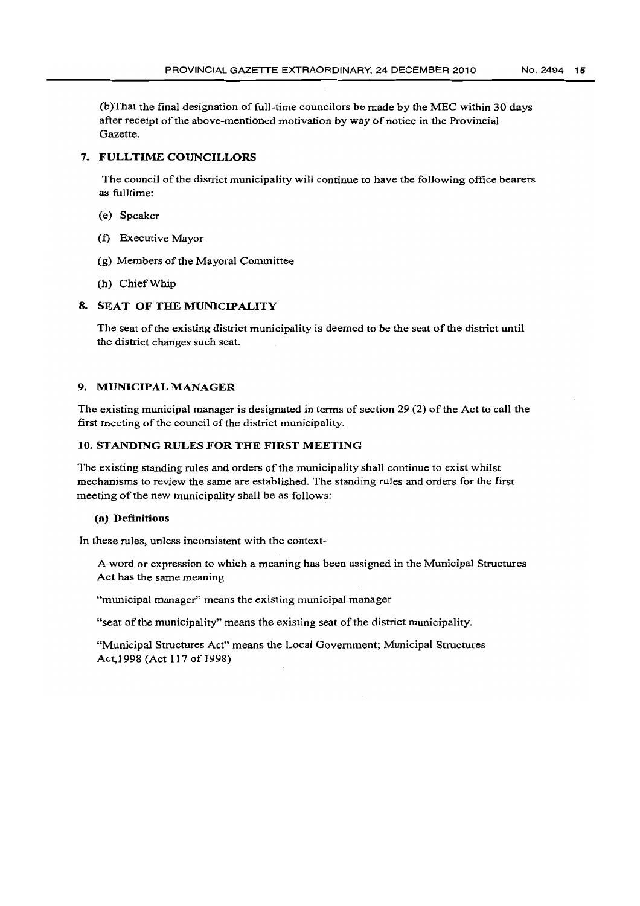(b)That the final designation of full-time councilors be made by the MEC within 30 days after receipt of the above-mentioned motivation by way of notice in the Provincial Gazette.

## 7. FULLTIME COUNCILLORS

The council of the district municipality will continue to have the following office bearers as fulltime:

(e) Speaker

(f) Executive Mayor

(g) Members of the Mayoral Committee

(h) Chief Whip

## 8. SEAT OF THE MUNICIPALITY

The seat of the existing district municipality is deemed to be the seat of the district until the district changes such seat.

## 9. MUNICIPAL MANAGER

The existing municipal manager is designated in terms of section 29 (2) of the Act to call the first meeting of the council of the district municipality.

## 10. STANDING RULES FOR THE FIRST MEETING

The existing standing rules and orders of the municipality shall continue to exist whilst mechanisms to review the same are established. The standing rules and orders for the first meeting of the new municipality shall be as follows:

**(a) Definitions**

In these rules, unless inconsistent with the context-

A word or expression to which a meaning has been assigned in the Municipal Structures Act has the same meaning

"municipal manager" means the existing municipal manager

"seat of the municipality" means the existing seat of the district municipality.

"Municipal Structures Act" means the Local Government; Municipal Structures Act,1998 (Act 117 of 1998)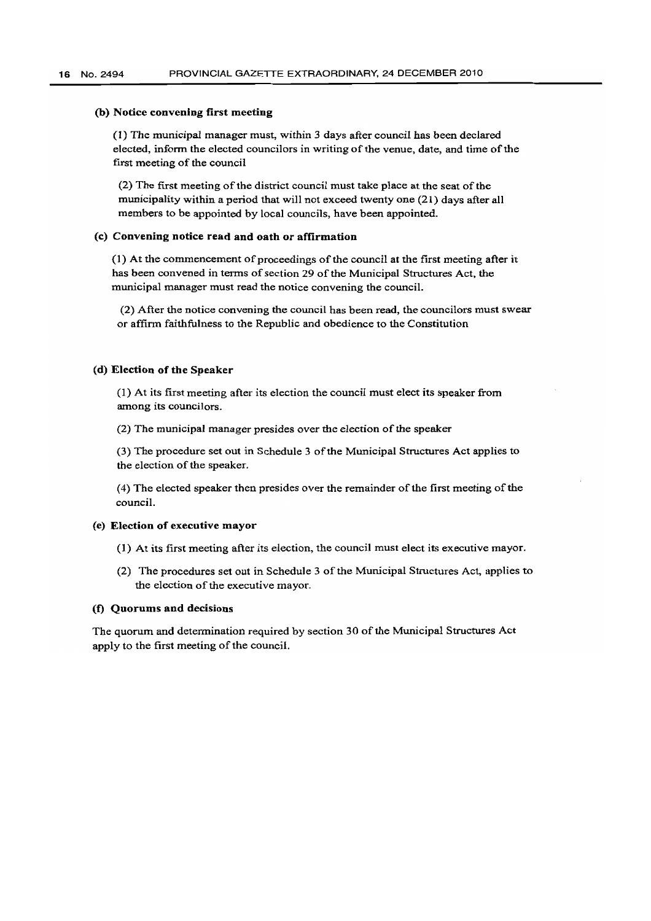**(b) Notice convening first meeting**

(1) The municipal manager must, within 3 days after council has been declared elected, inform the elected councilors in writing of the venue, date, and time of the first meeting of the council

(2) The first meeting of the district council must take place at the seat of the municipality within a period that will not exceed twenty one (21) days after all members to be appointed by local councils, have been appointed.

**(c) Convening notice read and oath or affirmation**

(1) At the commencement of proceedings of the council at the first meeting after it has been convened in terms of section 29 of the Municipal Structures Act, the municipal manager must read the notice convening the council.

(2) After the notice convening the council has been read, the councilors must swear or affirm faithfulness to the Republic and obedience to the Constitution

**(d) Election of the Speaker**

(1) At its first meeting after its election the council must elect its speaker from among its councilors.

(2) The municipal manager presides over the election of the speaker

(3) The procedure set out in Schedule 3 of the Municipal Structures Act applies to the election of the speaker.

(4) The elected speaker then presides over the remainder of the first meeting of the council.

**(e) Election of executive mayor**

(1) At its first meeting after its election, the council must elect its executive mayor.

(2) The procedures set out in Schedule 3 of the Municipal Structures Act, applies to the election of the executive mayor.

**(f) Quorums and decisions**

The quorum and determination required by section 30 of the Municipal Structures Act apply to the first meeting of the council.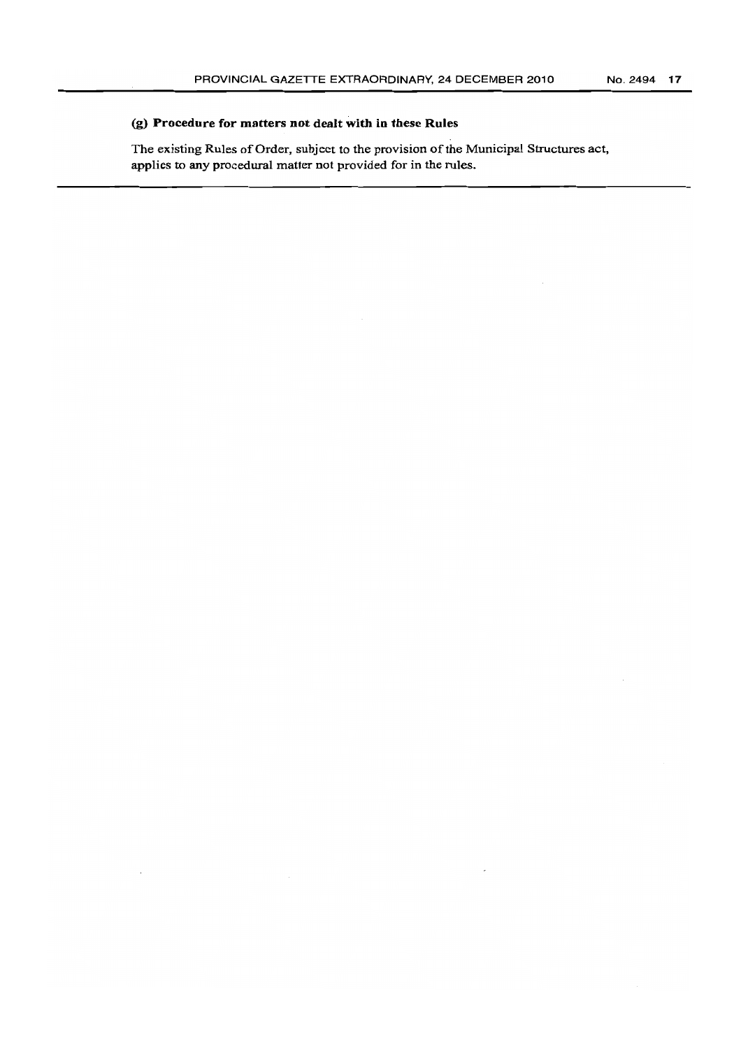### (g) Procedure for matters not dealt with in these Rules

The existing Rules of Order, subject to the provision of the Municipal Structures act, applies to any procedural matter not provided for in the rules.